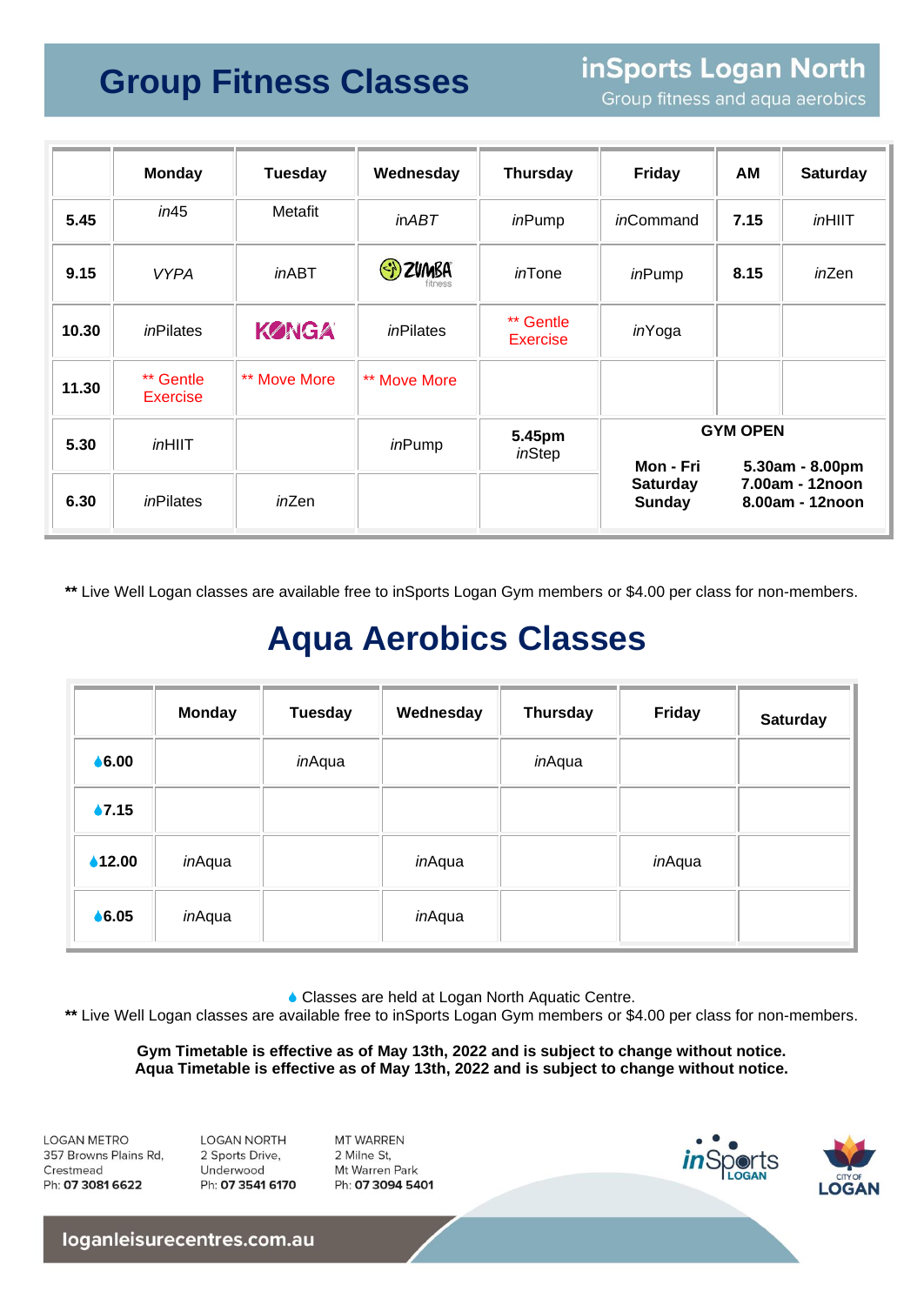# Group Fitness Classes

## inSports Logan North

Group fitness and aqua aerobics

| | Monday | Tuesday | Wednesday | Thursday | Friday | AM | Saturday |
|---|---|---|---|---|---|---|---|
| **5.45** | *in*45 | Metafit | *in*ABT | *in*Pump | *in*Command | **7.15** | *in*HIIT |
| **9.15** | *VYPA* | *in*ABT | ZUMBA fitness | *in*Tone | *in*Pump | **8.15** | *in*Zen |
| **10.30** | *in*Pilates | KONGA | *in*Pilates | ** Gentle Exercise | *in*Yoga | | |
| **11.30** | ** Gentle Exercise | ** Move More | ** Move More | | | | |
| **5.30** | *in*HIIT | | *in*Pump | **5.45pm** *in*Step | **GYM OPEN** | | |
| **6.30** | *in*Pilates | *in*Zen | | | **Mon - Fri** 5.30am - 8.00pm<br>**Saturday** 7.00am - 12noon<br>**Sunday** 8.00am - 12noon | | |

**\*\*** Live Well Logan classes are available free to inSports Logan Gym members or $4.00 per class for non-members.

# Aqua Aerobics Classes

| | Monday | Tuesday | Wednesday | Thursday | Friday | Saturday |
|---|---|---|---|---|---|---|
| **♦6.00** | | *in*Aqua | | *in*Aqua | | |
| **♦7.15** | | | | | | |
| **♦12.00** | *in*Aqua | | *in*Aqua | | *in*Aqua | |
| **♦6.05** | *in*Aqua | | *in*Aqua | | | |

♦ Classes are held at Logan North Aquatic Centre.

**\*\*** Live Well Logan classes are available free to inSports Logan Gym members or $4.00 per class for non-members.

**Gym Timetable is effective as of May 13th, 2022 and is subject to change without notice.**
**Aqua Timetable is effective as of May 13th, 2022 and is subject to change without notice.**

LOGAN METRO
357 Browns Plains Rd,
Crestmead
Ph: **07 3081 6622**

LOGAN NORTH
2 Sports Drive,
Underwood
Ph: **07 3541 6170**

MT WARREN
2 Milne St,
Mt Warren Park
Ph: **07 3094 5401**

inSports LOGAN

CITY OF LOGAN

loganleisurecentres.com.au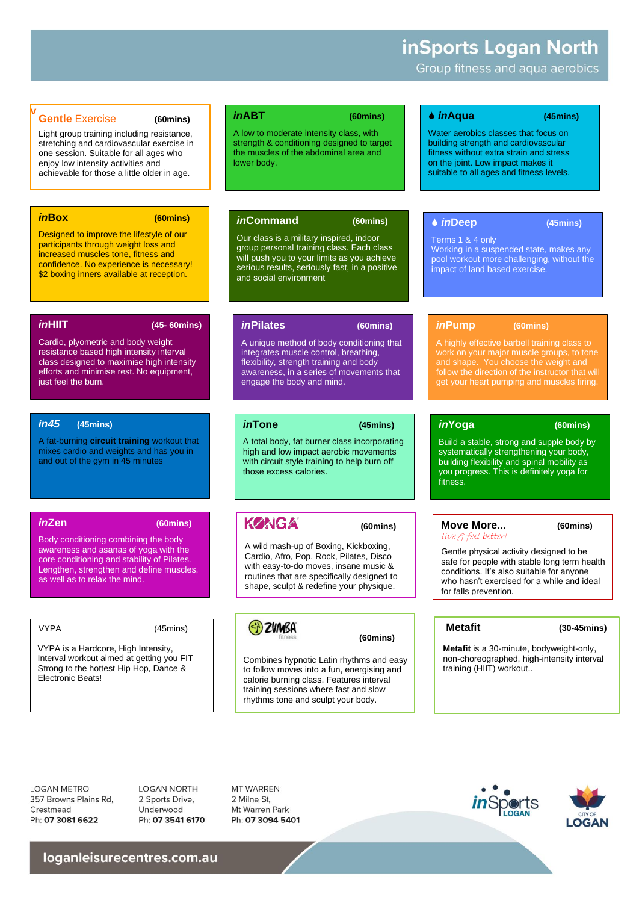# inSports Logan North

Group fitness and aqua aerobics

### Gentle Exercise (60mins)

Light group training including resistance, stretching and cardiovascular exercise in one session. Suitable for all ages who enjoy low intensity activities and achievable for those a little older in age.

### *in*ABT (60mins)

A low to moderate intensity class, with strength & conditioning designed to target the muscles of the abdominal area and lower body.

### *in*Aqua (45mins)

Water aerobics classes that focus on building strength and cardiovascular fitness without extra strain and stress on the joint. Low impact makes it suitable to all ages and fitness levels.

### *in*Box (60mins)

Designed to improve the lifestyle of our participants through weight loss and increased muscles tone, fitness and confidence. No experience is necessary! $2 boxing inners available at reception.

### *in*Command (60mins)

Our class is a military inspired, indoor group personal training class. Each class will push you to your limits as you achieve serious results, seriously fast, in a positive and social environment

### *in*Deep (45mins)

Terms 1 & 4 only
Working in a suspended state, makes any pool workout more challenging, without the impact of land based exercise.

### *in*HIIT (45- 60mins)

Cardio, plyometric and body weight resistance based high intensity interval class designed to maximise high intensity efforts and minimise rest. No equipment, just feel the burn.

### *in*Pilates (60mins)

A unique method of body conditioning that integrates muscle control, breathing, flexibility, strength training and body awareness, in a series of movements that engage the body and mind.

### *in*Pump (60mins)

A highly effective barbell training class to work on your major muscle groups, to tone and shape. You choose the weight and follow the direction of the instructor that will get your heart pumping and muscles firing.

### *in*45 (45mins)

A fat-burning **circuit training** workout that mixes cardio and weights and has you in and out of the gym in 45 minutes

### *in*Tone (45mins)

A total body, fat burner class incorporating high and low impact aerobic movements with circuit style training to help burn off those excess calories.

### *in*Yoga (60mins)

Build a stable, strong and supple body by systematically strengthening your body, building flexibility and spinal mobility as you progress. This is definitely yoga for fitness.

### *in*Zen (60mins)

Body conditioning combining the body awareness and asanas of yoga with the core conditioning and stability of Pilates. Lengthen, strengthen and define muscles, as well as to relax the mind.

### KONGA (60mins)

A wild mash-up of Boxing, Kickboxing, Cardio, Afro, Pop, Rock, Pilates, Disco with easy-to-do moves, insane music & routines that are specifically designed to shape, sculpt & redefine your physique.

### Move More... (60mins)

*live & feel better!*

Gentle physical activity designed to be safe for people with stable long term health conditions. It's also suitable for anyone who hasn't exercised for a while and ideal for falls prevention.

### VYPA (45mins)

VYPA is a Hardcore, High Intensity, Interval workout aimed at getting you FIT Strong to the hottest Hip Hop, Dance & Electronic Beats!

### ZUMBA fitness (60mins)

Combines hypnotic Latin rhythms and easy to follow moves into a fun, energising and calorie burning class. Features interval training sessions where fast and slow rhythms tone and sculpt your body.

### Metafit (30-45mins)

**Metafit** is a 30-minute, bodyweight-only, non-choreographed, high-intensity interval training (HIIT) workout..

---

LOGAN METRO
357 Browns Plains Rd, Crestmead
Ph: **07 3081 6622**

LOGAN NORTH
2 Sports Drive, Underwood
Ph: **07 3541 6170**

MT WARREN
2 Milne St, Mt Warren Park
Ph: **07 3094 5401**

inSports LOGAN

CITY OF LOGAN

loganleisurecentres.com.au